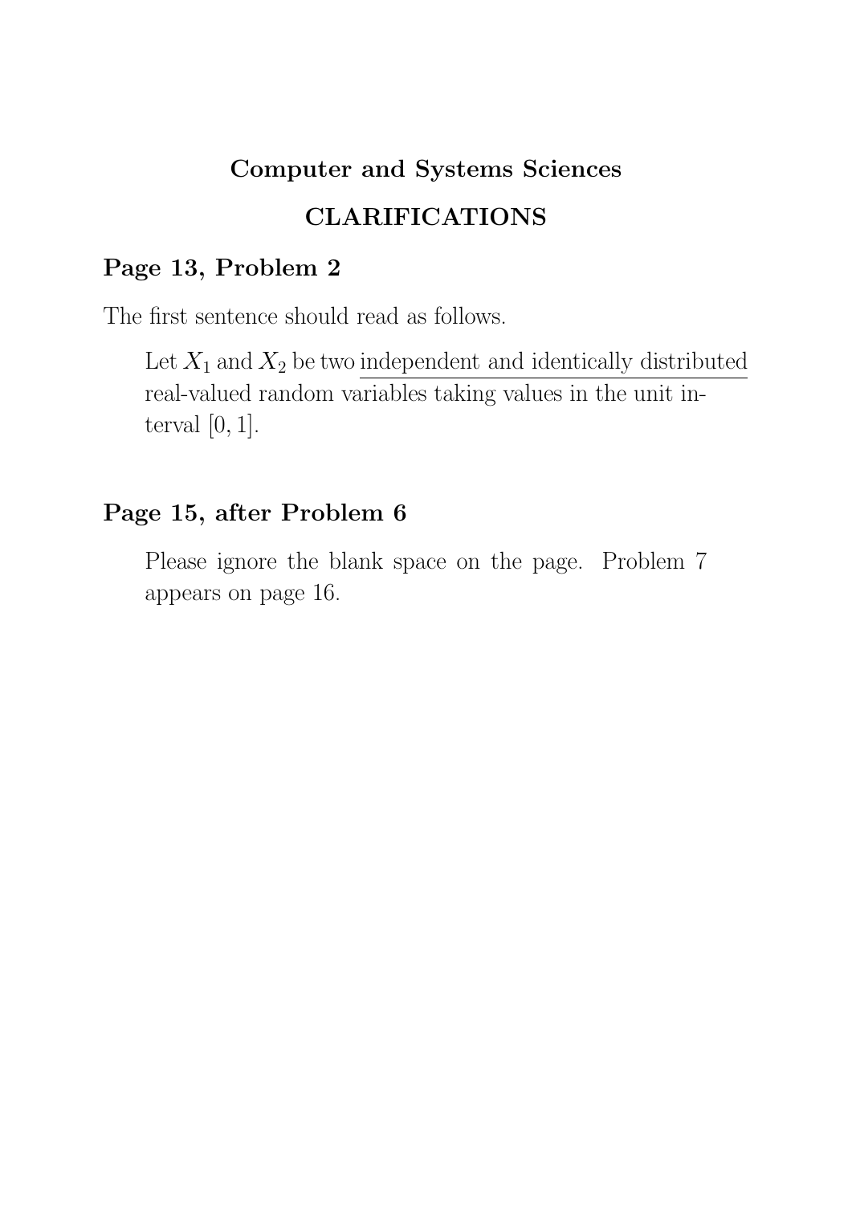# Computer and Systems Sciences

## CLARIFICATIONS

### Page 13, Problem 2

The first sentence should read as follows.

> Let $X_1$ and $X_2$ be two <u>independent and identically distributed</u> real-valued random variables taking values in the unit interval $[0, 1]$.

### Page 15, after Problem 6

> Please ignore the blank space on the page. Problem 7 appears on page 16.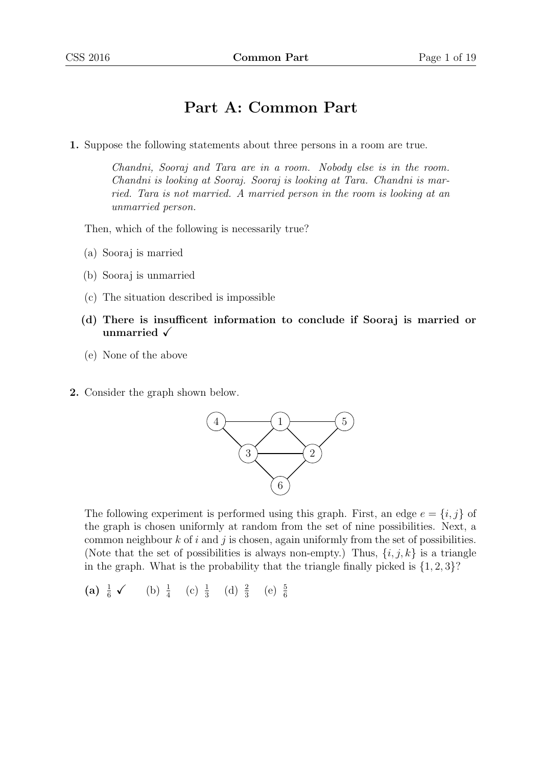# Part A: Common Part

**1.** Suppose the following statements about three persons in a room are true.

> *Chandni, Sooraj and Tara are in a room. Nobody else is in the room. Chandni is looking at Sooraj. Sooraj is looking at Tara. Chandni is married. Tara is not married. A married person in the room is looking at an unmarried person.*

Then, which of the following is necessarily true?

(a) Sooraj is married

(b) Sooraj is unmarried

(c) The situation described is impossible

**(d) There is insufficent information to conclude if Sooraj is married or unmarried ✓**

(e) None of the above

**2.** Consider the graph shown below.

The following experiment is performed using this graph. First, an edge $e = \{i, j\}$ of the graph is chosen uniformly at random from the set of nine possibilities. Next, a common neighbour $k$ of $i$ and $j$ is chosen, again uniformly from the set of possibilities. (Note that the set of possibilities is always non-empty.) Thus, $\{i, j, k\}$ is a triangle in the graph. What is the probability that the triangle finally picked is $\{1, 2, 3\}$?

**(a)** $\frac{1}{6}$ **✓** (b) $\frac{1}{4}$ (c) $\frac{1}{3}$ (d) $\frac{2}{3}$ (e) $\frac{5}{6}$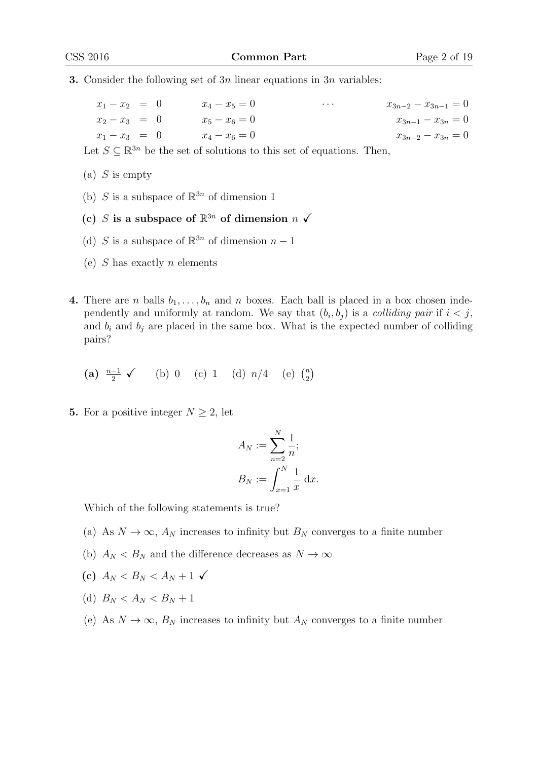**3.** Consider the following set of $3n$ linear equations in $3n$ variables:

$$
\begin{array}{lll}
x_1 - x_2 = 0 & x_4 - x_5 = 0 & \cdots \quad x_{3n-2} - x_{3n-1} = 0 \\
x_2 - x_3 = 0 & x_5 - x_6 = 0 & \quad\quad x_{3n-1} - x_{3n} = 0 \\
x_1 - x_3 = 0 & x_4 - x_6 = 0 & \quad\quad x_{3n-2} - x_{3n} = 0
\end{array}
$$

Let $S \subseteq \mathbb{R}^{3n}$ be the set of solutions to this set of equations. Then,

(a) $S$ is empty

(b) $S$ is a subspace of $\mathbb{R}^{3n}$ of dimension 1

**(c) $S$ is a subspace of $\mathbb{R}^{3n}$ of dimension $n$ ✓**

(d) $S$ is a subspace of $\mathbb{R}^{3n}$ of dimension $n-1$

(e) $S$ has exactly $n$ elements

**4.** There are $n$ balls $b_1, \ldots, b_n$ and $n$ boxes. Each ball is placed in a box chosen independently and uniformly at random. We say that $(b_i, b_j)$ is a *colliding pair* if $i < j$, and $b_i$ and $b_j$ are placed in the same box. What is the expected number of colliding pairs?

**(a) $\frac{n-1}{2}$ ✓** (b) 0 (c) 1 (d) $n/4$ (e) $\binom{n}{2}$

**5.** For a positive integer $N \geq 2$, let

$$
A_N := \sum_{n=2}^{N} \frac{1}{n};
$$

$$
B_N := \int_{x=1}^{N} \frac{1}{x} \, \mathrm{d}x.
$$

Which of the following statements is true?

(a) As $N \to \infty$, $A_N$ increases to infinity but $B_N$ converges to a finite number

(b) $A_N < B_N$ and the difference decreases as $N \to \infty$

**(c) $A_N < B_N < A_N + 1$ ✓**

(d) $B_N < A_N < B_N + 1$

(e) As $N \to \infty$, $B_N$ increases to infinity but $A_N$ converges to a finite number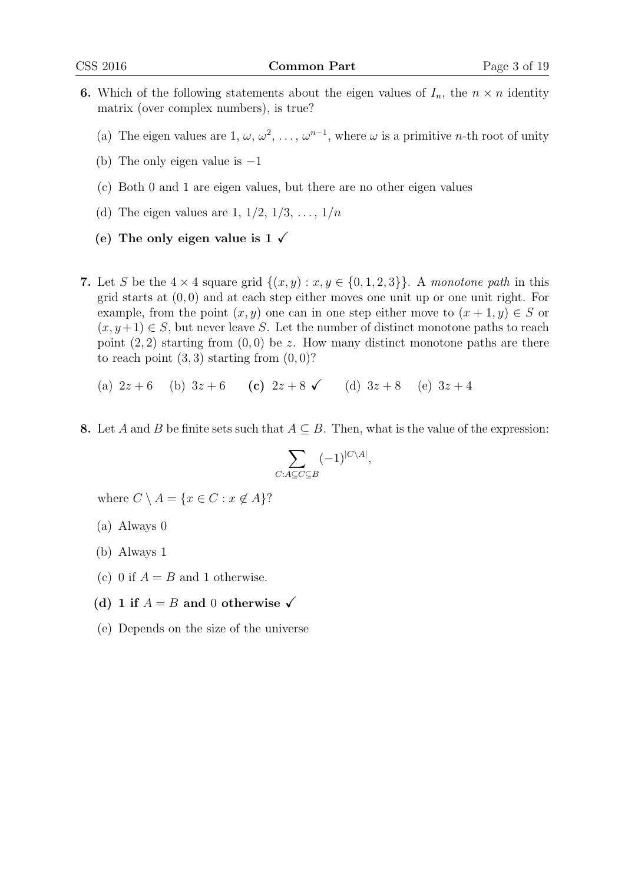**6.** Which of the following statements about the eigen values of $I_n$, the $n \times n$ identity matrix (over complex numbers), is true?

(a) The eigen values are $1, \omega, \omega^2, \ldots, \omega^{n-1}$, where $\omega$ is a primitive $n$-th root of unity

(b) The only eigen value is $-1$

(c) Both 0 and 1 are eigen values, but there are no other eigen values

(d) The eigen values are $1, 1/2, 1/3, \ldots, 1/n$

**(e) The only eigen value is 1 ✓**

**7.** Let $S$ be the $4 \times 4$ square grid $\{(x, y) : x, y \in \{0, 1, 2, 3\}\}$. A *monotone path* in this grid starts at $(0, 0)$ and at each step either moves one unit up or one unit right. For example, from the point $(x, y)$ one can in one step either move to $(x + 1, y) \in S$ or $(x, y+1) \in S$, but never leave $S$. Let the number of distinct monotone paths to reach point $(2, 2)$ starting from $(0, 0)$ be $z$. How many distinct monotone paths are there to reach point $(3, 3)$ starting from $(0, 0)$?

(a) $2z + 6$ (b) $3z + 6$ **(c) $2z + 8$ ✓** (d) $3z + 8$ (e) $3z + 4$

**8.** Let $A$ and $B$ be finite sets such that $A \subseteq B$. Then, what is the value of the expression:

$$\sum_{C: A \subseteq C \subseteq B} (-1)^{|C \setminus A|},$$

where $C \setminus A = \{x \in C : x \notin A\}$?

(a) Always 0

(b) Always 1

(c) 0 if $A = B$ and 1 otherwise.

**(d) 1 if $A = B$ and 0 otherwise ✓**

(e) Depends on the size of the universe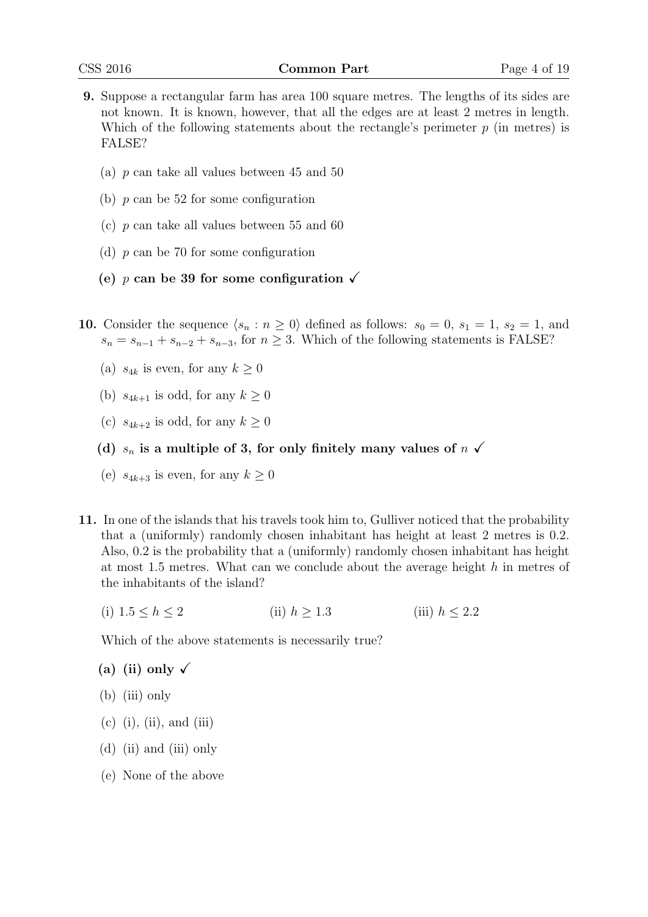**9.** Suppose a rectangular farm has area 100 square metres. The lengths of its sides are not known. It is known, however, that all the edges are at least 2 metres in length. Which of the following statements about the rectangle's perimeter $p$ (in metres) is FALSE?

(a) $p$ can take all values between 45 and 50

(b) $p$ can be 52 for some configuration

(c) $p$ can take all values between 55 and 60

(d) $p$ can be 70 for some configuration

**(e) $p$ can be 39 for some configuration ✓**

**10.** Consider the sequence $\langle s_n : n \geq 0 \rangle$ defined as follows: $s_0 = 0$, $s_1 = 1$, $s_2 = 1$, and $s_n = s_{n-1} + s_{n-2} + s_{n-3}$, for $n \geq 3$. Which of the following statements is FALSE?

(a) $s_{4k}$ is even, for any $k \geq 0$

(b) $s_{4k+1}$ is odd, for any $k \geq 0$

(c) $s_{4k+2}$ is odd, for any $k \geq 0$

**(d) $s_n$ is a multiple of 3, for only finitely many values of $n$ ✓**

(e) $s_{4k+3}$ is even, for any $k \geq 0$

**11.** In one of the islands that his travels took him to, Gulliver noticed that the probability that a (uniformly) randomly chosen inhabitant has height at least 2 metres is 0.2. Also, 0.2 is the probability that a (uniformly) randomly chosen inhabitant has height at most 1.5 metres. What can we conclude about the average height $h$ in metres of the inhabitants of the island?

(i) $1.5 \leq h \leq 2$ (ii) $h \geq 1.3$ (iii) $h \leq 2.2$

Which of the above statements is necessarily true?

**(a) (ii) only ✓**

(b) (iii) only

(c) (i), (ii), and (iii)

(d) (ii) and (iii) only

(e) None of the above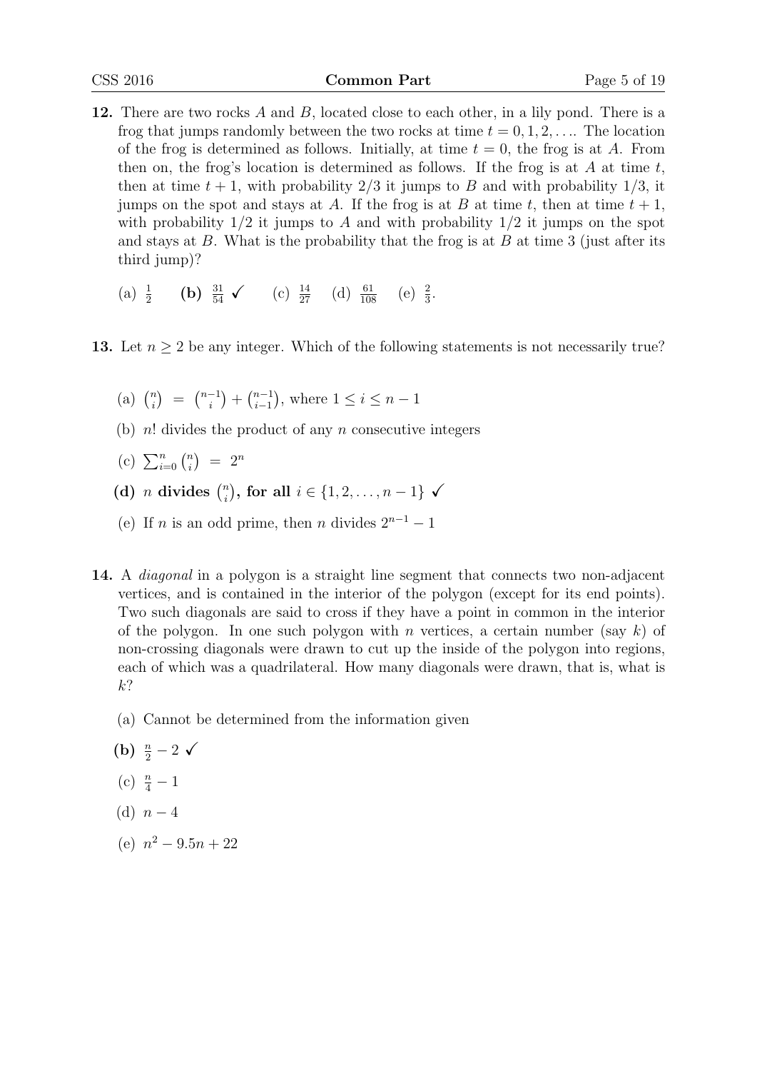**12.** There are two rocks $A$ and $B$, located close to each other, in a lily pond. There is a frog that jumps randomly between the two rocks at time $t = 0, 1, 2, \ldots$. The location of the frog is determined as follows. Initially, at time $t = 0$, the frog is at $A$. From then on, the frog's location is determined as follows. If the frog is at $A$ at time $t$, then at time $t + 1$, with probability $2/3$ it jumps to $B$ and with probability $1/3$, it jumps on the spot and stays at $A$. If the frog is at $B$ at time $t$, then at time $t + 1$, with probability $1/2$ it jumps to $A$ and with probability $1/2$ it jumps on the spot and stays at $B$. What is the probability that the frog is at $B$ at time 3 (just after its third jump)?

(a) $\frac{1}{2}$ **(b) $\frac{31}{54}$ ✓** (c) $\frac{14}{27}$ (d) $\frac{61}{108}$ (e) $\frac{2}{3}$.

**13.** Let $n \geq 2$ be any integer. Which of the following statements is not necessarily true?

(a) $\binom{n}{i} = \binom{n-1}{i} + \binom{n-1}{i-1}$, where $1 \leq i \leq n - 1$

(b) $n!$ divides the product of any $n$ consecutive integers

(c) $\sum_{i=0}^{n} \binom{n}{i} = 2^n$

**(d) $n$ divides $\binom{n}{i}$, for all $i \in \{1, 2, \ldots, n - 1\}$ ✓**

(e) If $n$ is an odd prime, then $n$ divides $2^{n-1} - 1$

**14.** A *diagonal* in a polygon is a straight line segment that connects two non-adjacent vertices, and is contained in the interior of the polygon (except for its end points). Two such diagonals are said to cross if they have a point in common in the interior of the polygon. In one such polygon with $n$ vertices, a certain number (say $k$) of non-crossing diagonals were drawn to cut up the inside of the polygon into regions, each of which was a quadrilateral. How many diagonals were drawn, that is, what is $k$?

(a) Cannot be determined from the information given

**(b) $\frac{n}{2} - 2$ ✓**

(c) $\frac{n}{4} - 1$

(d) $n - 4$

(e) $n^2 - 9.5n + 22$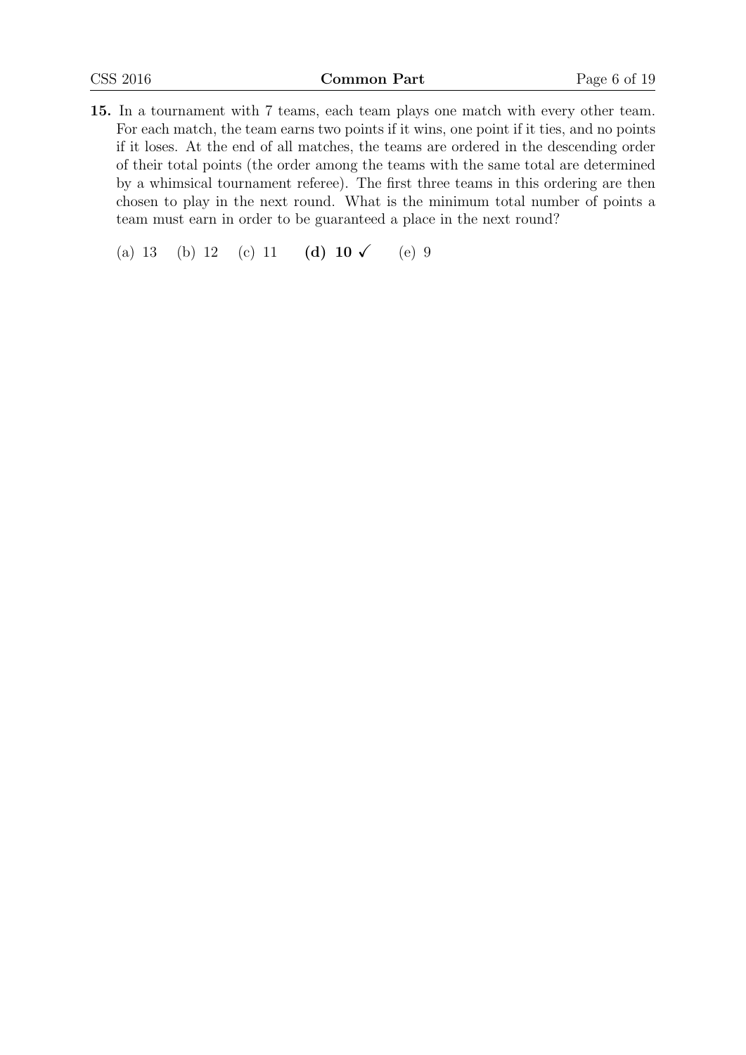**15.** In a tournament with 7 teams, each team plays one match with every other team. For each match, the team earns two points if it wins, one point if it ties, and no points if it loses. At the end of all matches, the teams are ordered in the descending order of their total points (the order among the teams with the same total are determined by a whimsical tournament referee). The first three teams in this ordering are then chosen to play in the next round. What is the minimum total number of points a team must earn in order to be guaranteed a place in the next round?

(a) 13 (b) 12 (c) 11 **(d) 10 ✓** (e) 9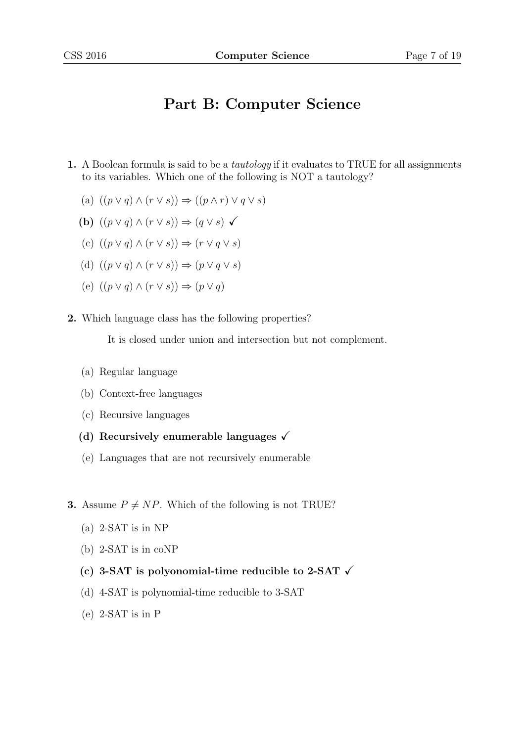# Part B: Computer Science

**1.** A Boolean formula is said to be a *tautology* if it evaluates to TRUE for all assignments to its variables. Which one of the following is NOT a tautology?

(a) $((p \vee q) \wedge (r \vee s)) \Rightarrow ((p \wedge r) \vee q \vee s)$

**(b)** $((p \vee q) \wedge (r \vee s)) \Rightarrow (q \vee s)$ ✓

(c) $((p \vee q) \wedge (r \vee s)) \Rightarrow (r \vee q \vee s)$

(d) $((p \vee q) \wedge (r \vee s)) \Rightarrow (p \vee q \vee s)$

(e) $((p \vee q) \wedge (r \vee s)) \Rightarrow (p \vee q)$

**2.** Which language class has the following properties?

It is closed under union and intersection but not complement.

(a) Regular language

(b) Context-free languages

(c) Recursive languages

**(d) Recursively enumerable languages ✓**

(e) Languages that are not recursively enumerable

**3.** Assume $P \neq NP$. Which of the following is not TRUE?

(a) 2-SAT is in NP

(b) 2-SAT is in coNP

**(c) 3-SAT is polyonomial-time reducible to 2-SAT ✓**

(d) 4-SAT is polynomial-time reducible to 3-SAT

(e) 2-SAT is in P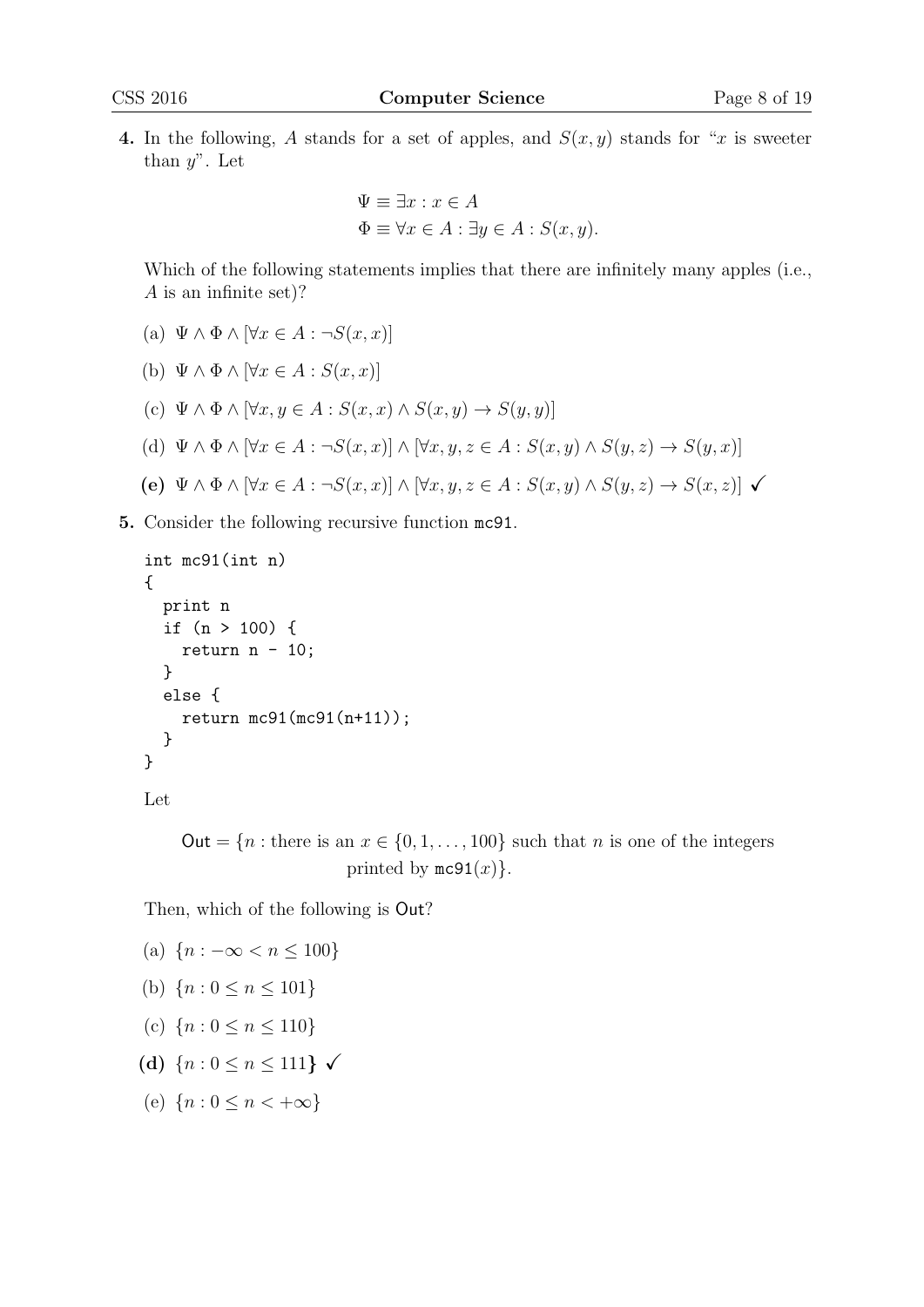**4.** In the following, $A$ stands for a set of apples, and $S(x, y)$ stands for "$x$ is sweeter than $y$". Let

$$\Psi \equiv \exists x : x \in A$$
$$\Phi \equiv \forall x \in A : \exists y \in A : S(x, y).$$

Which of the following statements implies that there are infinitely many apples (i.e., $A$ is an infinite set)?

(a) $\Psi \wedge \Phi \wedge [\forall x \in A : \neg S(x, x)]$

(b) $\Psi \wedge \Phi \wedge [\forall x \in A : S(x, x)]$

(c) $\Psi \wedge \Phi \wedge [\forall x, y \in A : S(x, x) \wedge S(x, y) \rightarrow S(y, y)]$

(d) $\Psi \wedge \Phi \wedge [\forall x \in A : \neg S(x, x)] \wedge [\forall x, y, z \in A : S(x, y) \wedge S(y, z) \rightarrow S(y, x)]$

**(e)** $\Psi \wedge \Phi \wedge [\forall x \in A : \neg S(x, x)] \wedge [\forall x, y, z \in A : S(x, y) \wedge S(y, z) \rightarrow S(x, z)]$ ✓

**5.** Consider the following recursive function `mc91`.

```
int mc91(int n)
{
  print n
  if (n > 100) {
    return n - 10;
  }
  else {
    return mc91(mc91(n+11));
  }
}
```

Let

$\mathsf{Out} = \{n :$ there is an $x \in \{0, 1, \ldots, 100\}$ such that $n$ is one of the integers printed by `mc91`$(x)\}$.

Then, which of the following is $\mathsf{Out}$?

(a) $\{n : -\infty < n \leq 100\}$

(b) $\{n : 0 \leq n \leq 101\}$

(c) $\{n : 0 \leq n \leq 110\}$

**(d)** $\{n : 0 \leq n \leq 111\}$ ✓

(e) $\{n : 0 \leq n < +\infty\}$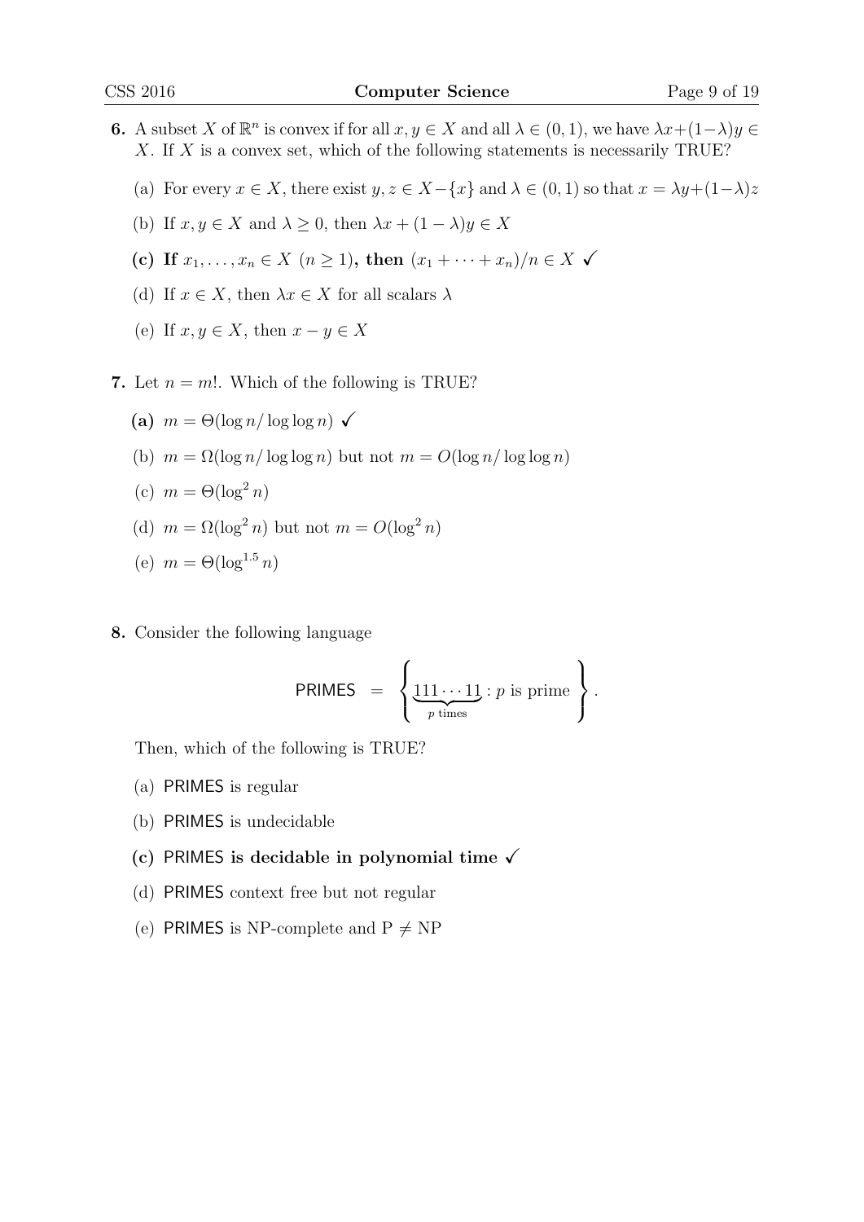**6.** A subset $X$ of $\mathbb{R}^n$ is convex if for all $x, y \in X$ and all $\lambda \in (0,1)$, we have $\lambda x + (1-\lambda)y \in X$. If $X$ is a convex set, which of the following statements is necessarily TRUE?

(a) For every $x \in X$, there exist $y, z \in X - \{x\}$ and $\lambda \in (0,1)$ so that $x = \lambda y + (1-\lambda)z$

(b) If $x, y \in X$ and $\lambda \geq 0$, then $\lambda x + (1-\lambda)y \in X$

**(c) If $x_1, \ldots, x_n \in X$ $(n \geq 1)$, then $(x_1 + \cdots + x_n)/n \in X$ ✓**

(d) If $x \in X$, then $\lambda x \in X$ for all scalars $\lambda$

(e) If $x, y \in X$, then $x - y \in X$

**7.** Let $n = m!$. Which of the following is TRUE?

**(a) $m = \Theta(\log n / \log\log n)$ ✓**

(b) $m = \Omega(\log n / \log\log n)$ but not $m = O(\log n / \log\log n)$

(c) $m = \Theta(\log^2 n)$

(d) $m = \Omega(\log^2 n)$ but not $m = O(\log^2 n)$

(e) $m = \Theta(\log^{1.5} n)$

**8.** Consider the following language

$$\mathsf{PRIMES} \quad = \quad \left\{ \underbrace{111\cdots11}_{p \text{ times}} : p \text{ is prime} \right\}.$$

Then, which of the following is TRUE?

(a) PRIMES is regular

(b) PRIMES is undecidable

**(c) PRIMES is decidable in polynomial time ✓**

(d) PRIMES context free but not regular

(e) PRIMES is NP-complete and $\mathrm{P} \neq \mathrm{NP}$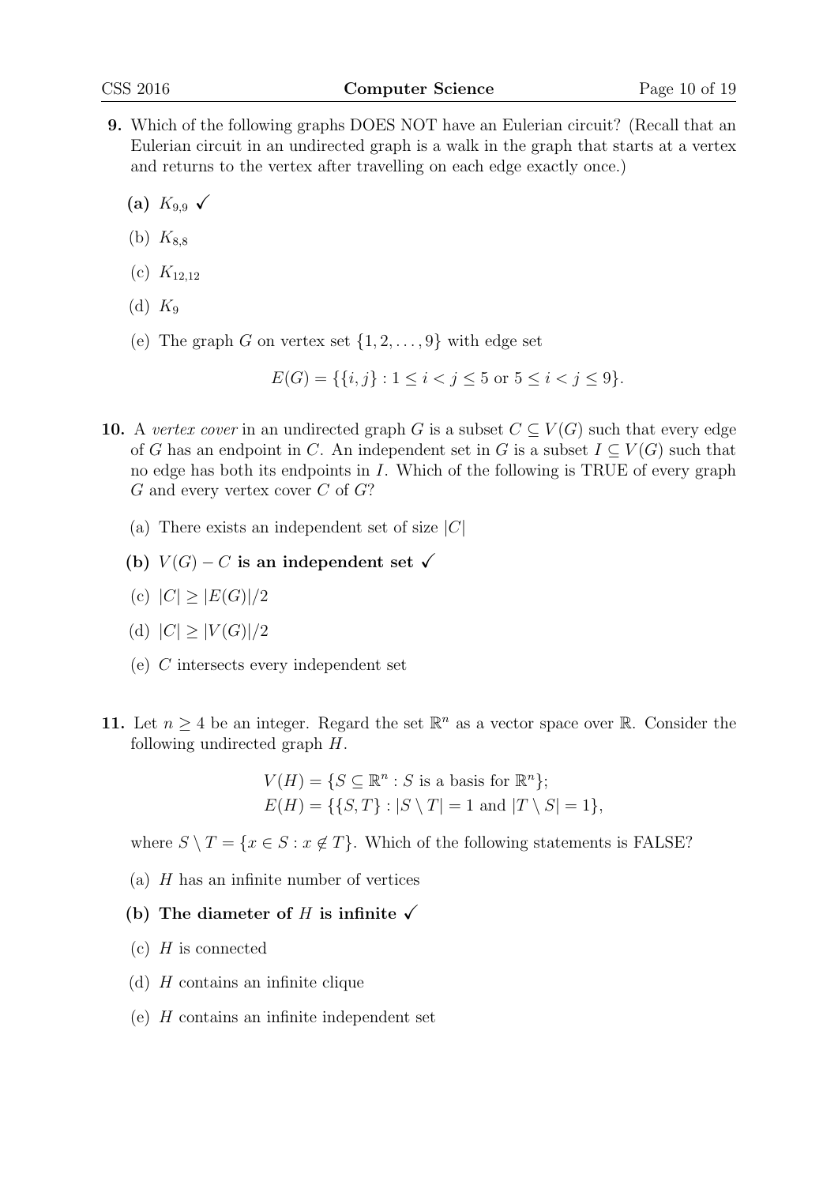**9.** Which of the following graphs DOES NOT have an Eulerian circuit? (Recall that an Eulerian circuit in an undirected graph is a walk in the graph that starts at a vertex and returns to the vertex after travelling on each edge exactly once.)

**(a)** $K_{9,9}$ ✓

(b) $K_{8,8}$

(c) $K_{12,12}$

(d) $K_9$

(e) The graph $G$ on vertex set $\{1, 2, \ldots, 9\}$ with edge set

$$E(G) = \{\{i, j\} : 1 \leq i < j \leq 5 \text{ or } 5 \leq i < j \leq 9\}.$$

**10.** A *vertex cover* in an undirected graph $G$ is a subset $C \subseteq V(G)$ such that every edge of $G$ has an endpoint in $C$. An independent set in $G$ is a subset $I \subseteq V(G)$ such that no edge has both its endpoints in $I$. Which of the following is TRUE of every graph $G$ and every vertex cover $C$ of $G$?

(a) There exists an independent set of size $|C|$

**(b) $V(G) - C$ is an independent set** ✓

(c) $|C| \geq |E(G)|/2$

(d) $|C| \geq |V(G)|/2$

(e) $C$ intersects every independent set

**11.** Let $n \geq 4$ be an integer. Regard the set $\mathbb{R}^n$ as a vector space over $\mathbb{R}$. Consider the following undirected graph $H$.

$$V(H) = \{S \subseteq \mathbb{R}^n : S \text{ is a basis for } \mathbb{R}^n\};$$
$$E(H) = \{\{S, T\} : |S \setminus T| = 1 \text{ and } |T \setminus S| = 1\},$$

where $S \setminus T = \{x \in S : x \notin T\}$. Which of the following statements is FALSE?

(a) $H$ has an infinite number of vertices

**(b) The diameter of $H$ is infinite** ✓

(c) $H$ is connected

(d) $H$ contains an infinite clique

(e) $H$ contains an infinite independent set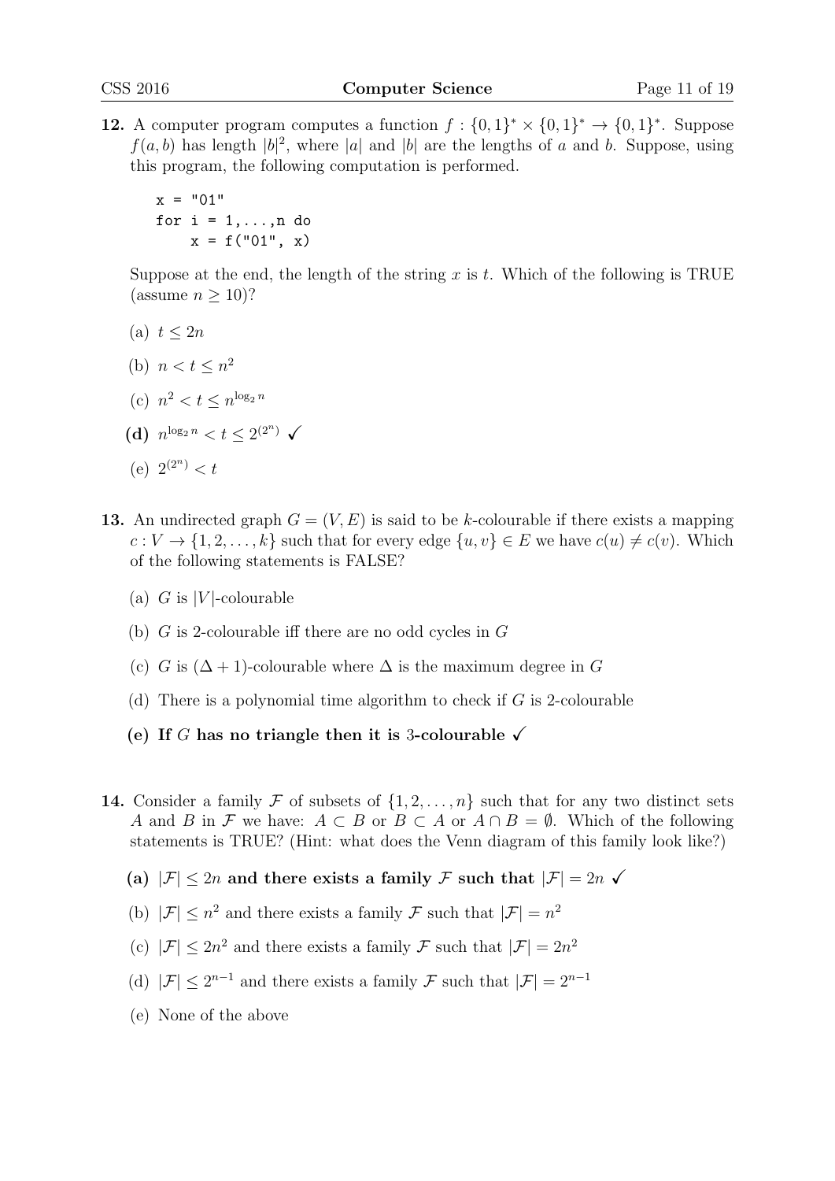**12.** A computer program computes a function $f : \{0,1\}^* \times \{0,1\}^* \rightarrow \{0,1\}^*$. Suppose $f(a,b)$ has length $|b|^2$, where $|a|$ and $|b|$ are the lengths of $a$ and $b$. Suppose, using this program, the following computation is performed.

```
x = "01"
for i = 1,...,n do
    x = f("01", x)
```

Suppose at the end, the length of the string $x$ is $t$. Which of the following is TRUE (assume $n \geq 10$)?

(a) $t \leq 2n$

(b) $n < t \leq n^2$

(c) $n^2 < t \leq n^{\log_2 n}$

**(d) $n^{\log_2 n} < t \leq 2^{(2^n)}$ ✓**

(e) $2^{(2^n)} < t$

**13.** An undirected graph $G = (V, E)$ is said to be $k$-colourable if there exists a mapping $c : V \rightarrow \{1, 2, \ldots, k\}$ such that for every edge $\{u, v\} \in E$ we have $c(u) \neq c(v)$. Which of the following statements is FALSE?

(a) $G$ is $|V|$-colourable

(b) $G$ is 2-colourable iff there are no odd cycles in $G$

(c) $G$ is $(\Delta + 1)$-colourable where $\Delta$ is the maximum degree in $G$

(d) There is a polynomial time algorithm to check if $G$ is 2-colourable

**(e) If $G$ has no triangle then it is 3-colourable ✓**

**14.** Consider a family $\mathcal{F}$ of subsets of $\{1, 2, \ldots, n\}$ such that for any two distinct sets $A$ and $B$ in $\mathcal{F}$ we have: $A \subset B$ or $B \subset A$ or $A \cap B = \emptyset$. Which of the following statements is TRUE? (Hint: what does the Venn diagram of this family look like?)

**(a) $|\mathcal{F}| \leq 2n$ and there exists a family $\mathcal{F}$ such that $|\mathcal{F}| = 2n$ ✓**

(b) $|\mathcal{F}| \leq n^2$ and there exists a family $\mathcal{F}$ such that $|\mathcal{F}| = n^2$

(c) $|\mathcal{F}| \leq 2n^2$ and there exists a family $\mathcal{F}$ such that $|\mathcal{F}| = 2n^2$

(d) $|\mathcal{F}| \leq 2^{n-1}$ and there exists a family $\mathcal{F}$ such that $|\mathcal{F}| = 2^{n-1}$

(e) None of the above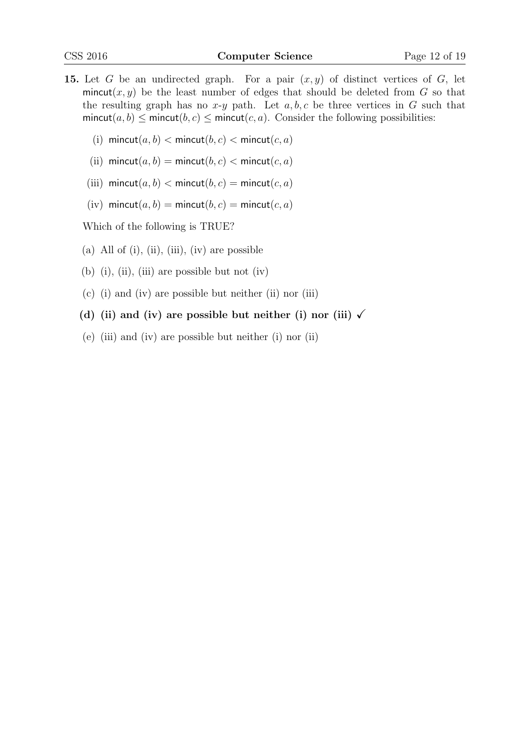**15.** Let $G$ be an undirected graph. For a pair $(x, y)$ of distinct vertices of $G$, let $\mathsf{mincut}(x, y)$ be the least number of edges that should be deleted from $G$ so that the resulting graph has no $x$-$y$ path. Let $a, b, c$ be three vertices in $G$ such that $\mathsf{mincut}(a, b) \leq \mathsf{mincut}(b, c) \leq \mathsf{mincut}(c, a)$. Consider the following possibilities:

(i) $\mathsf{mincut}(a, b) < \mathsf{mincut}(b, c) < \mathsf{mincut}(c, a)$

(ii) $\mathsf{mincut}(a, b) = \mathsf{mincut}(b, c) < \mathsf{mincut}(c, a)$

(iii) $\mathsf{mincut}(a, b) < \mathsf{mincut}(b, c) = \mathsf{mincut}(c, a)$

(iv) $\mathsf{mincut}(a, b) = \mathsf{mincut}(b, c) = \mathsf{mincut}(c, a)$

Which of the following is TRUE?

(a) All of (i), (ii), (iii), (iv) are possible

(b) (i), (ii), (iii) are possible but not (iv)

(c) (i) and (iv) are possible but neither (ii) nor (iii)

**(d) (ii) and (iv) are possible but neither (i) nor (iii) ✓**

(e) (iii) and (iv) are possible but neither (i) nor (ii)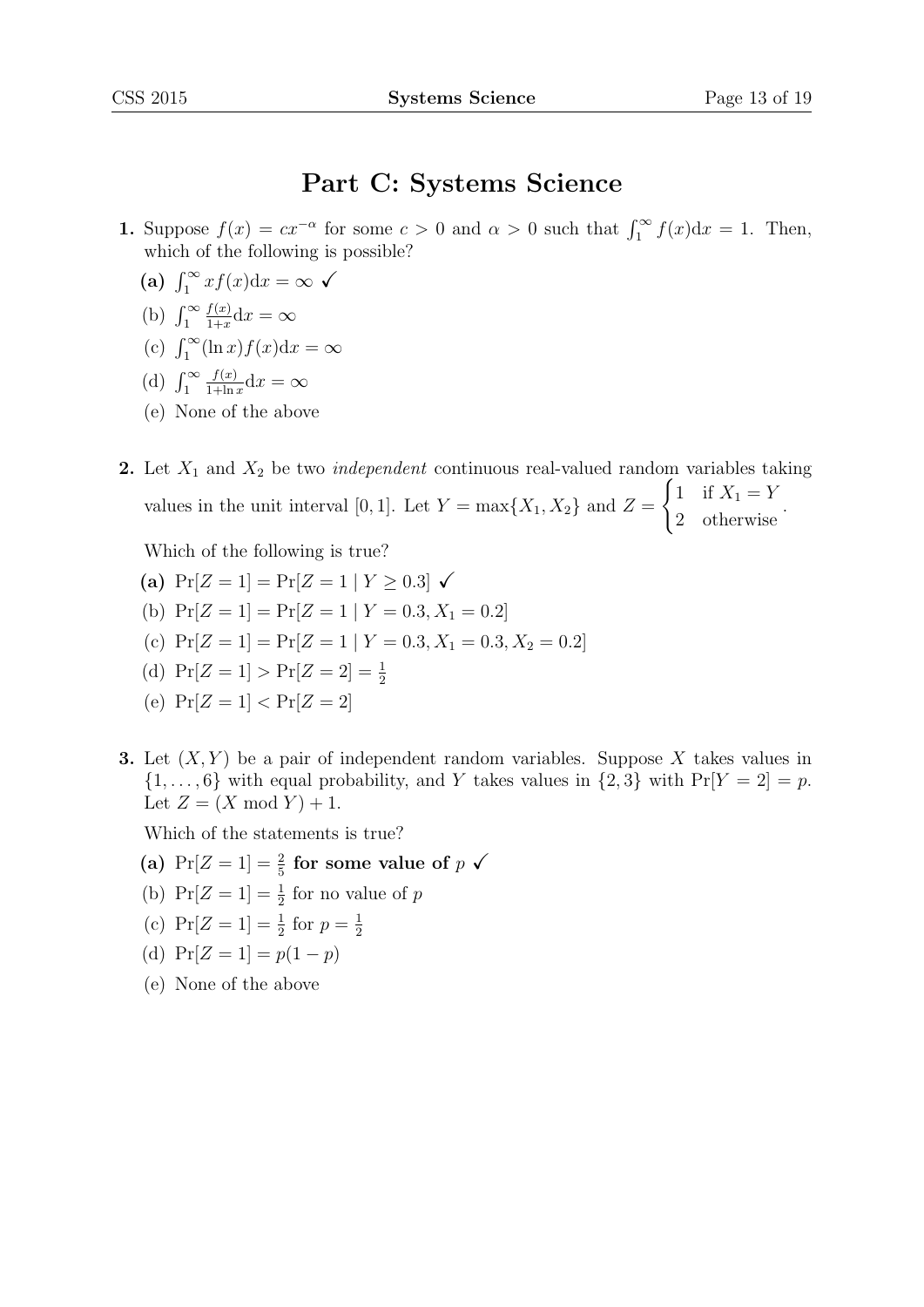# Part C: Systems Science

**1.** Suppose $f(x) = cx^{-\alpha}$ for some $c > 0$ and $\alpha > 0$ such that $\int_1^\infty f(x)\mathrm{d}x = 1$. Then, which of the following is possible?

**(a)** $\int_1^\infty x f(x)\mathrm{d}x = \infty$ ✓

(b) $\int_1^\infty \frac{f(x)}{1+x}\mathrm{d}x = \infty$

(c) $\int_1^\infty (\ln x) f(x)\mathrm{d}x = \infty$

(d) $\int_1^\infty \frac{f(x)}{1+\ln x}\mathrm{d}x = \infty$

(e) None of the above

**2.** Let $X_1$ and $X_2$ be two *independent* continuous real-valued random variables taking values in the unit interval $[0, 1]$. Let $Y = \max\{X_1, X_2\}$ and $Z = \begin{cases} 1 & \text{if } X_1 = Y \\ 2 & \text{otherwise} \end{cases}$.

Which of the following is true?

**(a)** $\Pr[Z = 1] = \Pr[Z = 1 \mid Y \geq 0.3]$ ✓

(b) $\Pr[Z = 1] = \Pr[Z = 1 \mid Y = 0.3, X_1 = 0.2]$

(c) $\Pr[Z = 1] = \Pr[Z = 1 \mid Y = 0.3, X_1 = 0.3, X_2 = 0.2]$

(d) $\Pr[Z = 1] > \Pr[Z = 2] = \frac{1}{2}$

(e) $\Pr[Z = 1] < \Pr[Z = 2]$

**3.** Let $(X, Y)$ be a pair of independent random variables. Suppose $X$ takes values in $\{1, \ldots, 6\}$ with equal probability, and $Y$ takes values in $\{2, 3\}$ with $\Pr[Y = 2] = p$. Let $Z = (X \bmod Y) + 1$.

Which of the statements is true?

**(a)** $\Pr[Z = 1] = \frac{2}{5}$ **for some value of** $p$ ✓

(b) $\Pr[Z = 1] = \frac{1}{2}$ for no value of $p$

(c) $\Pr[Z = 1] = \frac{1}{2}$ for $p = \frac{1}{2}$

(d) $\Pr[Z = 1] = p(1 - p)$

(e) None of the above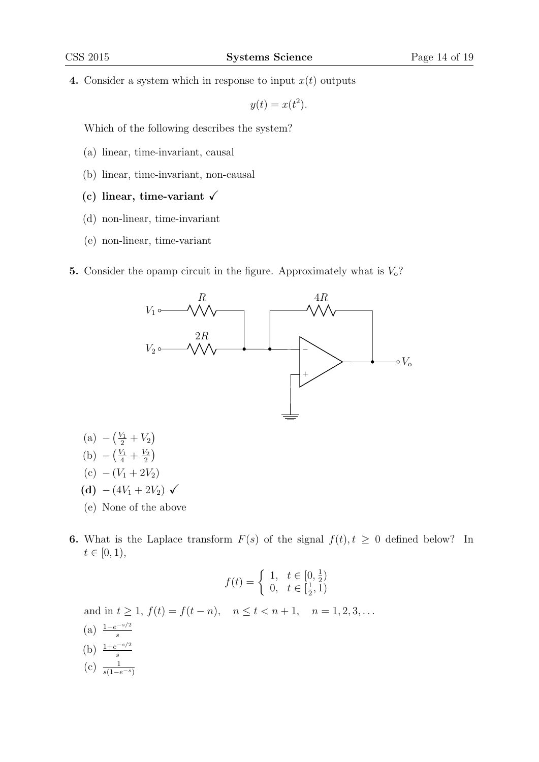**4.** Consider a system which in response to input $x(t)$ outputs

$$y(t) = x(t^2).$$

Which of the following describes the system?

(a) linear, time-invariant, causal

(b) linear, time-invariant, non-causal

**(c) linear, time-variant ✓**

(d) non-linear, time-invariant

(e) non-linear, time-variant

**5.** Consider the opamp circuit in the figure. Approximately what is $V_o$?

(a) $-\left(\frac{V_1}{2} + V_2\right)$

(b) $-\left(\frac{V_1}{4} + \frac{V_2}{2}\right)$

(c) $-(V_1 + 2V_2)$

**(d)** $-(4V_1 + 2V_2)$ ✓

(e) None of the above

**6.** What is the Laplace transform $F(s)$ of the signal $f(t), t \geq 0$ defined below? In $t \in [0, 1)$,

$$f(t) = \begin{cases} 1, & t \in [0, \frac{1}{2}) \\ 0, & t \in [\frac{1}{2}, 1) \end{cases}$$

and in $t \geq 1$, $f(t) = f(t - n), \quad n \leq t < n + 1, \quad n = 1, 2, 3, \ldots$

(a) $\frac{1-e^{-s/2}}{s}$

(b) $\frac{1+e^{-s/2}}{s}$

(c) $\frac{1}{s(1-e^{-s})}$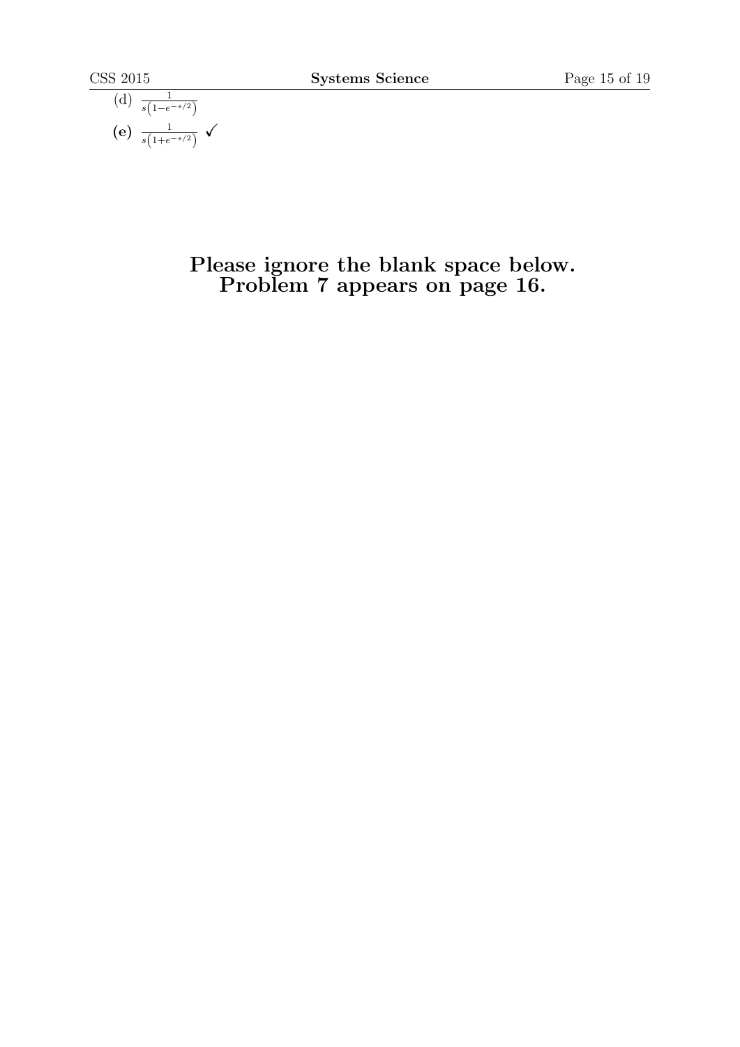(d) $\frac{1}{s\left(1-e^{-s/2}\right)}$

**(e)** $\frac{1}{s\left(1+e^{-s/2}\right)}$ ✓

**Please ignore the blank space below.**
**Problem 7 appears on page 16.**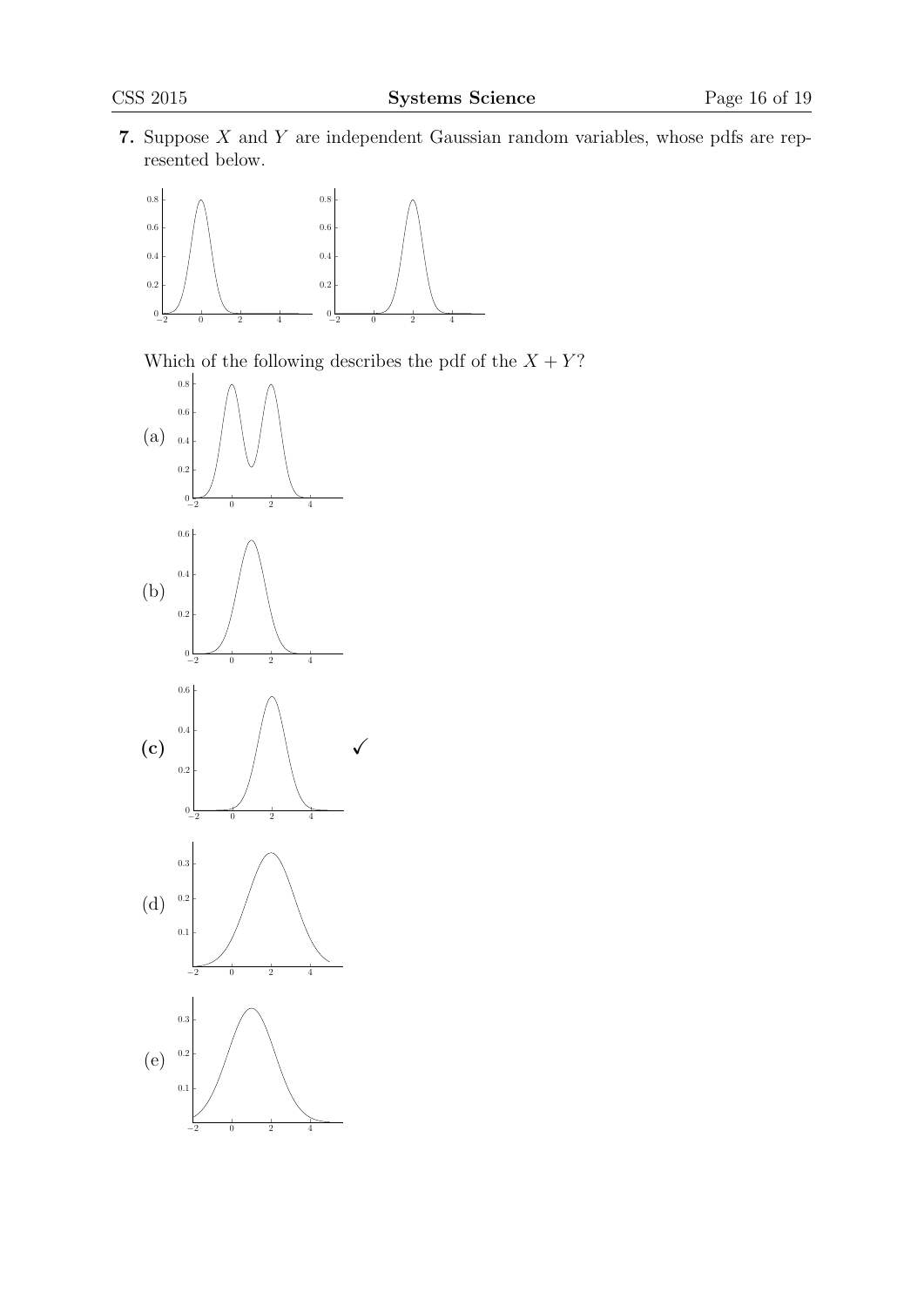**7.** Suppose $X$ and $Y$ are independent Gaussian random variables, whose pdfs are represented below.

Which of the following describes the pdf of the $X + Y$?

(a)

(b)

**(c)** ✓

(d)

(e)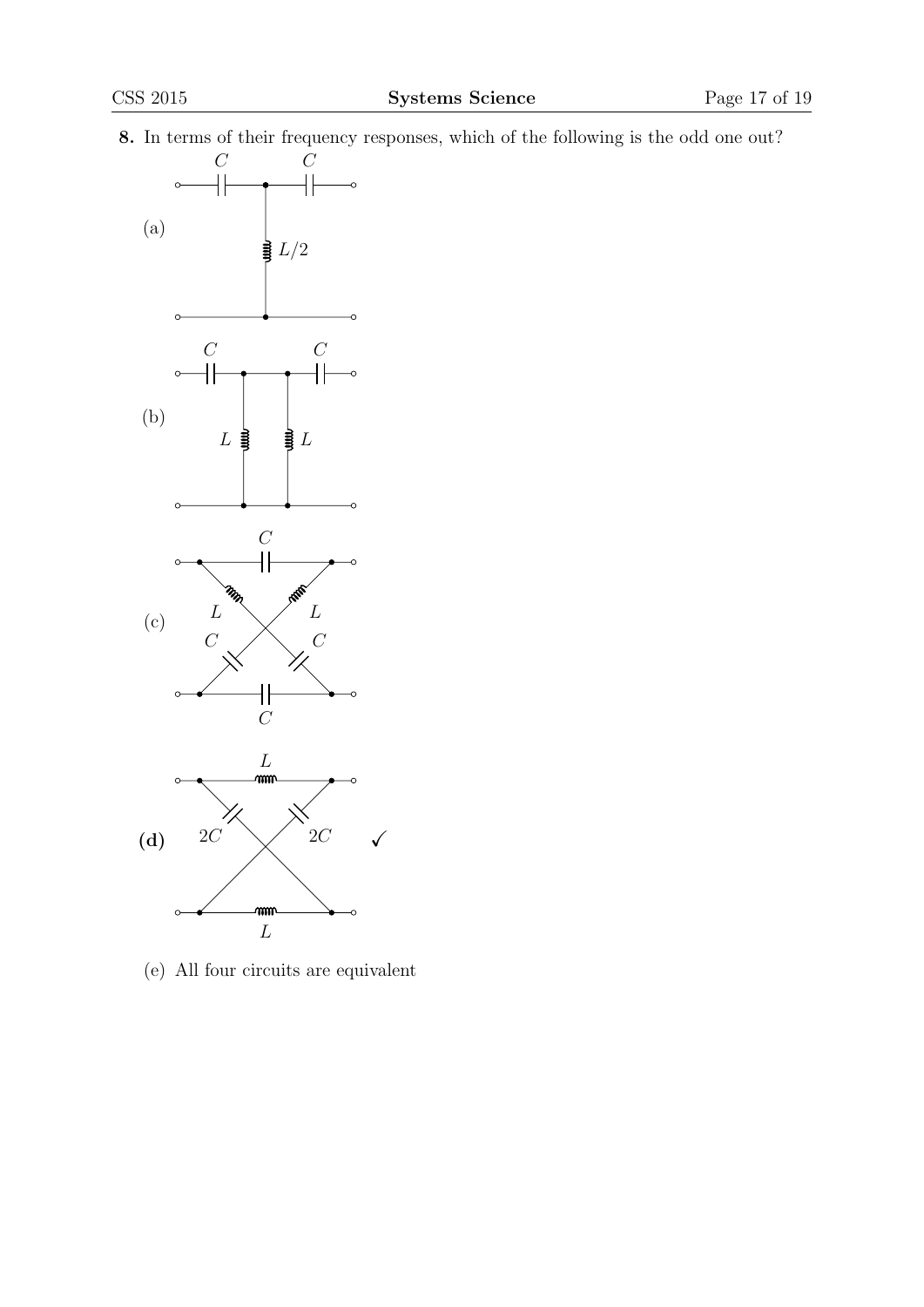**8.** In terms of their frequency responses, which of the following is the odd one out?

(a)

(b)

(c)

**(d)** ✓

(e) All four circuits are equivalent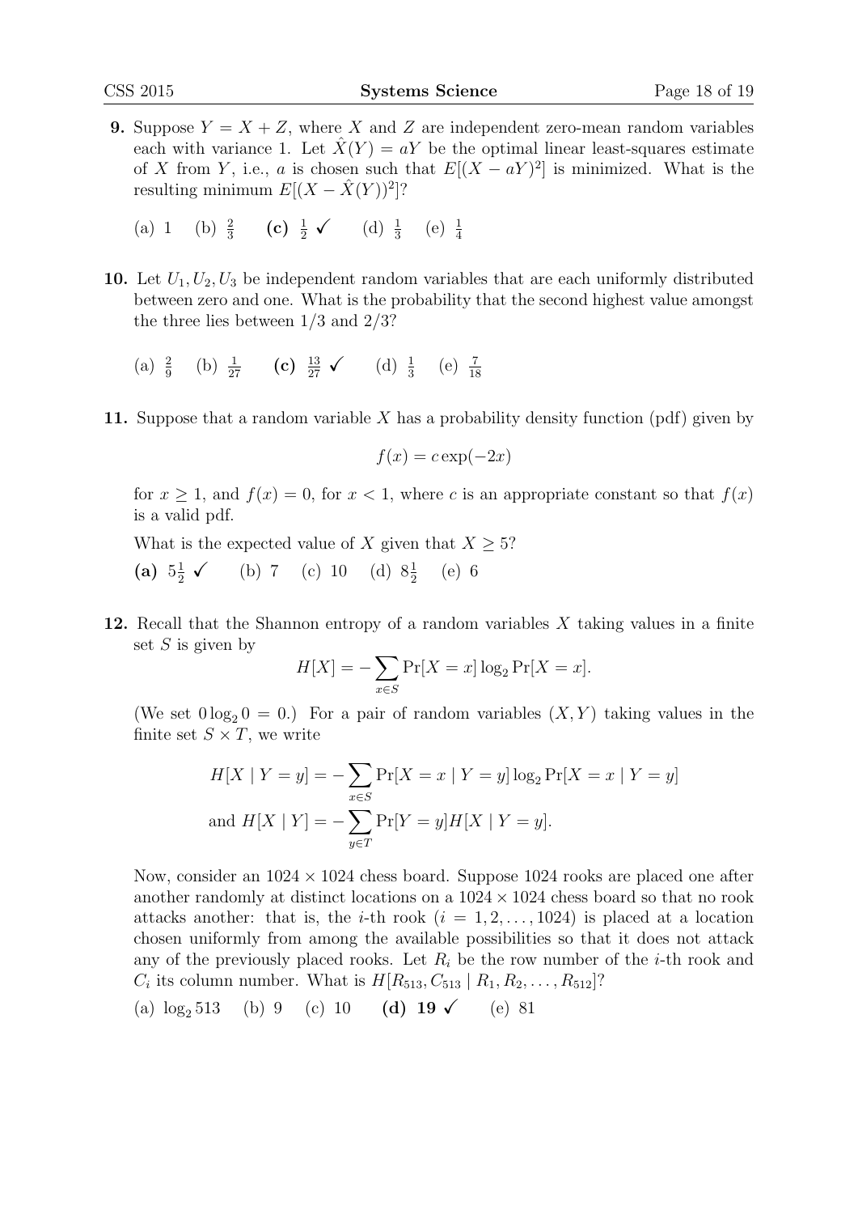**9.** Suppose $Y = X + Z$, where $X$ and $Z$ are independent zero-mean random variables each with variance 1. Let $\hat{X}(Y) = aY$ be the optimal linear least-squares estimate of $X$ from $Y$, i.e., $a$ is chosen such that $E[(X - aY)^2]$ is minimized. What is the resulting minimum $E[(X - \hat{X}(Y))^2]$?

(a) 1 (b) $\frac{2}{3}$ **(c)** $\frac{1}{2}$ ✓ (d) $\frac{1}{3}$ (e) $\frac{1}{4}$

**10.** Let $U_1, U_2, U_3$ be independent random variables that are each uniformly distributed between zero and one. What is the probability that the second highest value amongst the three lies between 1/3 and 2/3?

(a) $\frac{2}{9}$ (b) $\frac{1}{27}$ **(c)** $\frac{13}{27}$ ✓ (d) $\frac{1}{3}$ (e) $\frac{7}{18}$

**11.** Suppose that a random variable $X$ has a probability density function (pdf) given by

$$f(x) = c \exp(-2x)$$

for $x \geq 1$, and $f(x) = 0$, for $x < 1$, where $c$ is an appropriate constant so that $f(x)$ is a valid pdf.

What is the expected value of $X$ given that $X \geq 5$?

**(a)** $5\frac{1}{2}$ ✓ (b) 7 (c) 10 (d) $8\frac{1}{2}$ (e) 6

**12.** Recall that the Shannon entropy of a random variables $X$ taking values in a finite set $S$ is given by

$$H[X] = -\sum_{x \in S} \Pr[X = x] \log_2 \Pr[X = x].$$

(We set $0 \log_2 0 = 0$.) For a pair of random variables $(X, Y)$ taking values in the finite set $S \times T$, we write

$$H[X \mid Y = y] = -\sum_{x \in S} \Pr[X = x \mid Y = y] \log_2 \Pr[X = x \mid Y = y]$$

$$\text{and } H[X \mid Y] = -\sum_{y \in T} \Pr[Y = y] H[X \mid Y = y].$$

Now, consider an $1024 \times 1024$ chess board. Suppose 1024 rooks are placed one after another randomly at distinct locations on a $1024 \times 1024$ chess board so that no rook attacks another: that is, the $i$-th rook ($i = 1, 2, \ldots, 1024$) is placed at a location chosen uniformly from among the available possibilities so that it does not attack any of the previously placed rooks. Let $R_i$ be the row number of the $i$-th rook and $C_i$ its column number. What is $H[R_{513}, C_{513} \mid R_1, R_2, \ldots, R_{512}]$?

(a) $\log_2 513$ (b) 9 (c) 10 **(d) 19** ✓ (e) 81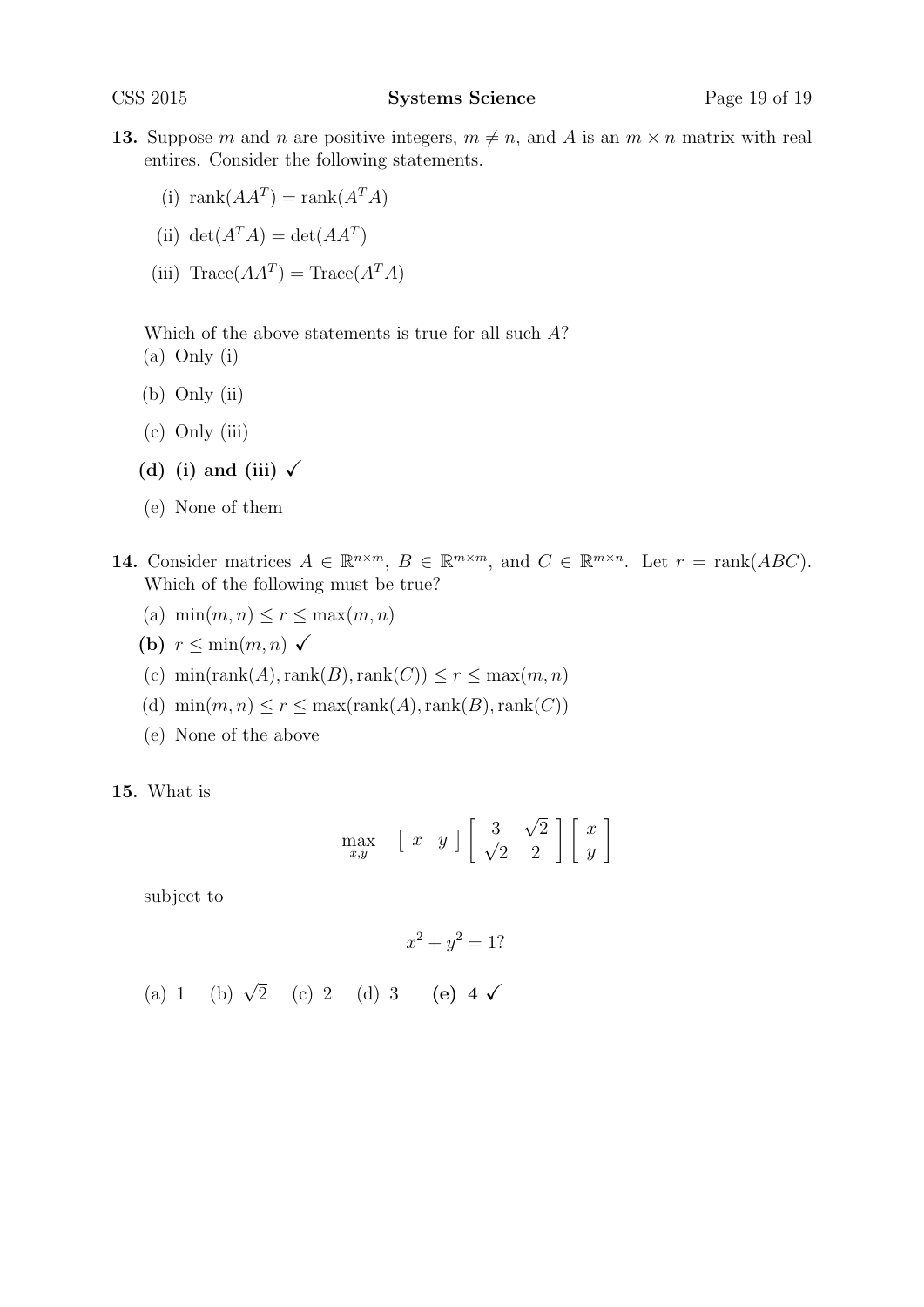**13.** Suppose $m$ and $n$ are positive integers, $m \neq n$, and $A$ is an $m \times n$ matrix with real entires. Consider the following statements.

(i) $\text{rank}(AA^T) = \text{rank}(A^TA)$

(ii) $\det(A^TA) = \det(AA^T)$

(iii) $\text{Trace}(AA^T) = \text{Trace}(A^TA)$

Which of the above statements is true for all such $A$?

(a) Only (i)

(b) Only (ii)

(c) Only (iii)

**(d) (i) and (iii)** ✓

(e) None of them

**14.** Consider matrices $A \in \mathbb{R}^{n \times m}$, $B \in \mathbb{R}^{m \times m}$, and $C \in \mathbb{R}^{m \times n}$. Let $r = \text{rank}(ABC)$. Which of the following must be true?

(a) $\min(m, n) \leq r \leq \max(m, n)$

**(b)** $r \leq \min(m, n)$ ✓

(c) $\min(\text{rank}(A), \text{rank}(B), \text{rank}(C)) \leq r \leq \max(m, n)$

(d) $\min(m, n) \leq r \leq \max(\text{rank}(A), \text{rank}(B), \text{rank}(C))$

(e) None of the above

**15.** What is

$$\max_{x,y} \quad \begin{bmatrix} x & y \end{bmatrix} \begin{bmatrix} 3 & \sqrt{2} \\ \sqrt{2} & 2 \end{bmatrix} \begin{bmatrix} x \\ y \end{bmatrix}$$

subject to

$$x^2 + y^2 = 1?$$

(a) 1 (b) $\sqrt{2}$ (c) 2 (d) 3 **(e) 4** ✓